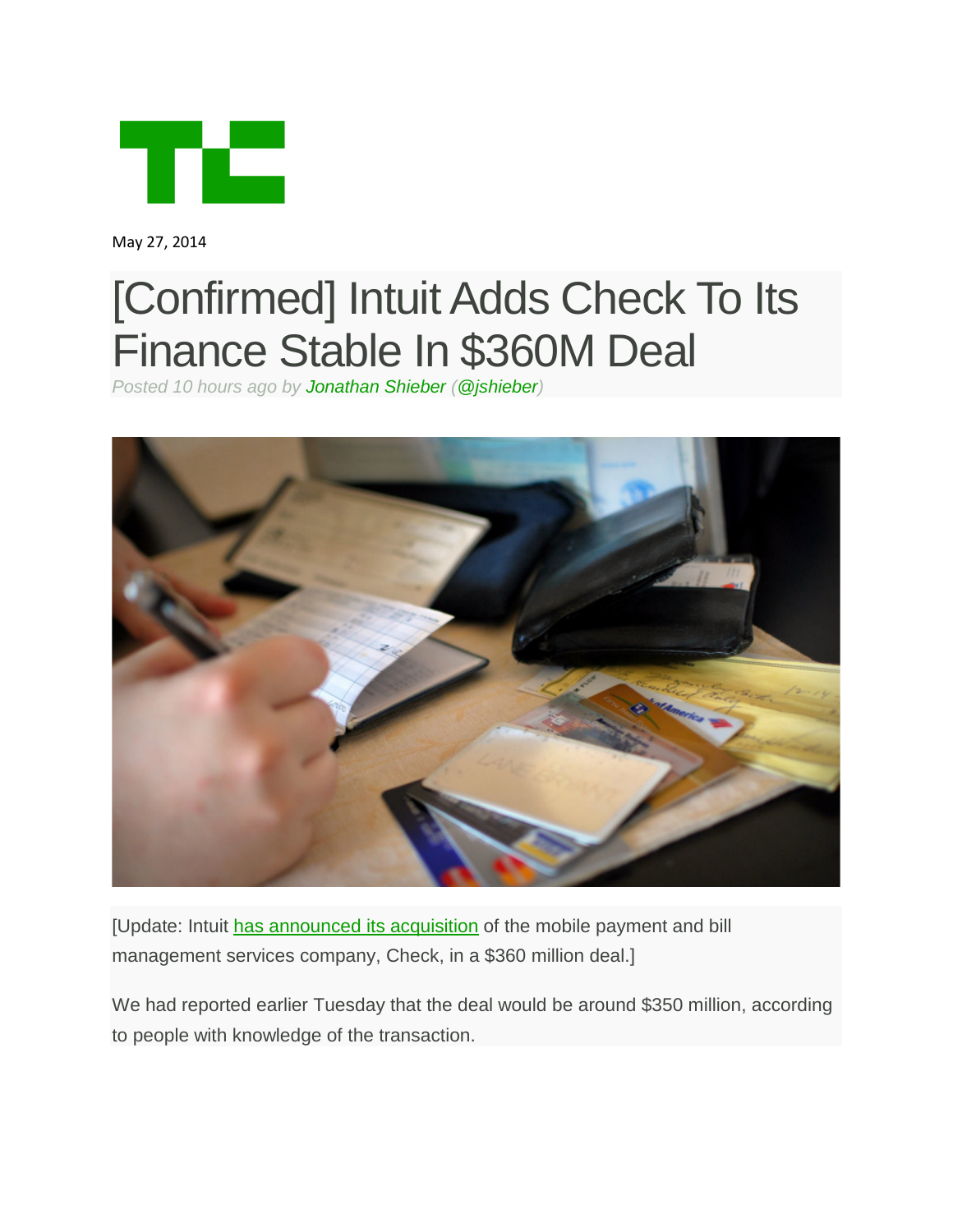May 27, 2014

# [Confirmed] Intuit Adds Check To Its Finance Stable In $360M Deal

*Posted 10 hours ago by Jonathan Shieber (@jshieber)*

[Update: Intuit has announced its acquisition of the mobile payment and bill management services company, Check, in a $360 million deal.]

We had reported earlier Tuesday that the deal would be around $350 million, according to people with knowledge of the transaction.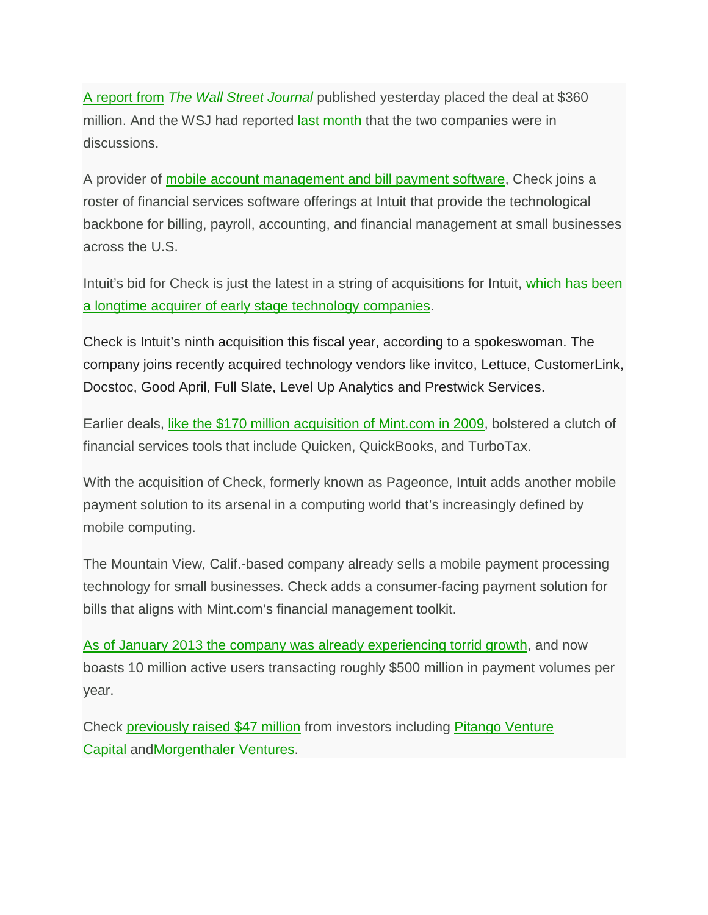A report from *The Wall Street Journal* published yesterday placed the deal at $360 million. And the WSJ had reported last month that the two companies were in discussions.

A provider of mobile account management and bill payment software, Check joins a roster of financial services software offerings at Intuit that provide the technological backbone for billing, payroll, accounting, and financial management at small businesses across the U.S.

Intuit's bid for Check is just the latest in a string of acquisitions for Intuit, which has been a longtime acquirer of early stage technology companies.

Check is Intuit's ninth acquisition this fiscal year, according to a spokeswoman. The company joins recently acquired technology vendors like invitco, Lettuce, CustomerLink, Docstoc, Good April, Full Slate, Level Up Analytics and Prestwick Services.

Earlier deals, like the $170 million acquisition of Mint.com in 2009, bolstered a clutch of financial services tools that include Quicken, QuickBooks, and TurboTax.

With the acquisition of Check, formerly known as Pageonce, Intuit adds another mobile payment solution to its arsenal in a computing world that's increasingly defined by mobile computing.

The Mountain View, Calif.-based company already sells a mobile payment processing technology for small businesses. Check adds a consumer-facing payment solution for bills that aligns with Mint.com's financial management toolkit.

As of January 2013 the company was already experiencing torrid growth, and now boasts 10 million active users transacting roughly $500 million in payment volumes per year.

Check previously raised $47 million from investors including Pitango Venture Capital andMorgenthaler Ventures.